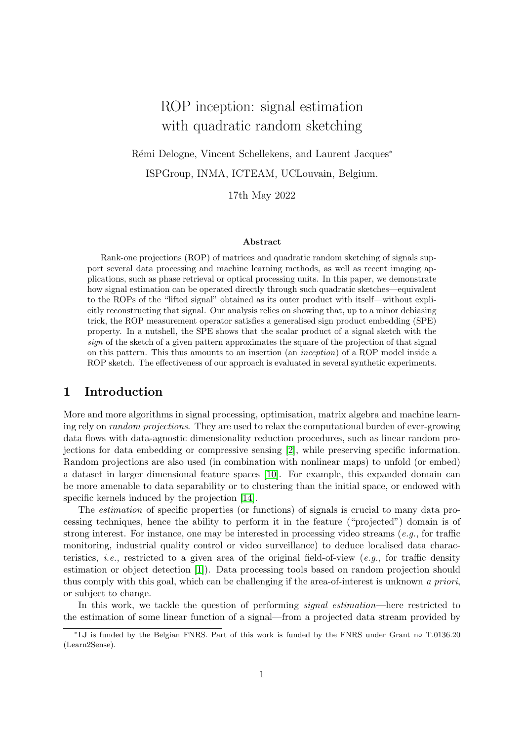# ROP inception: signal estimation with quadratic random sketching

Rémi Delogne, Vincent Schellekens, and Laurent Jacques*

ISPGroup, INMA, ICTEAM, UCLouvain, Belgium.

17th May 2022

### Abstract

Rank-one projections (ROP) of matrices and quadratic random sketching of signals support several data processing and machine learning methods, as well as recent imaging applications, such as phase retrieval or optical processing units. In this paper, we demonstrate how signal estimation can be operated directly through such quadratic sketches—equivalent to the ROPs of the "lifted signal" obtained as its outer product with itself—without explicitly reconstructing that signal. Our analysis relies on showing that, up to a minor debiasing trick, the ROP measurement operator satisfies a generalised sign product embedding (SPE) property. In a nutshell, the SPE shows that the scalar product of a signal sketch with the *sign* of the sketch of a given pattern approximates the square of the projection of that signal on this pattern. This thus amounts to an insertion (an *inception*) of a ROP model inside a ROP sketch. The effectiveness of our approach is evaluated in several synthetic experiments.

## 1 Introduction

More and more algorithms in signal processing, optimisation, matrix algebra and machine learning rely on *random projections*. They are used to relax the computational burden of ever-growing data flows with data-agnostic dimensionality reduction procedures, such as linear random projections for data embedding or compressive sensing [2], while preserving specific information. Random projections are also used (in combination with nonlinear maps) to unfold (or embed) a dataset in larger dimensional feature spaces [10]. For example, this expanded domain can be more amenable to data separability or to clustering than the initial space, or endowed with specific kernels induced by the projection [14].

The *estimation* of specific properties (or functions) of signals is crucial to many data processing techniques, hence the ability to perform it in the feature ("projected") domain is of strong interest. For instance, one may be interested in processing video streams (*e.g.*, for traffic monitoring, industrial quality control or video surveillance) to deduce localised data characteristics, *i.e.*, restricted to a given area of the original field-of-view (*e.g.*, for traffic density estimation or object detection [1]). Data processing tools based on random projection should thus comply with this goal, which can be challenging if the area-of-interest is unknown *a priori*, or subject to change.

In this work, we tackle the question of performing *signal estimation*—here restricted to the estimation of some linear function of a signal—from a projected data stream provided by

---

*LJ is funded by the Belgian FNRS. Part of this work is funded by the FNRS under Grant n○ T.0136.20 (Learn2Sense).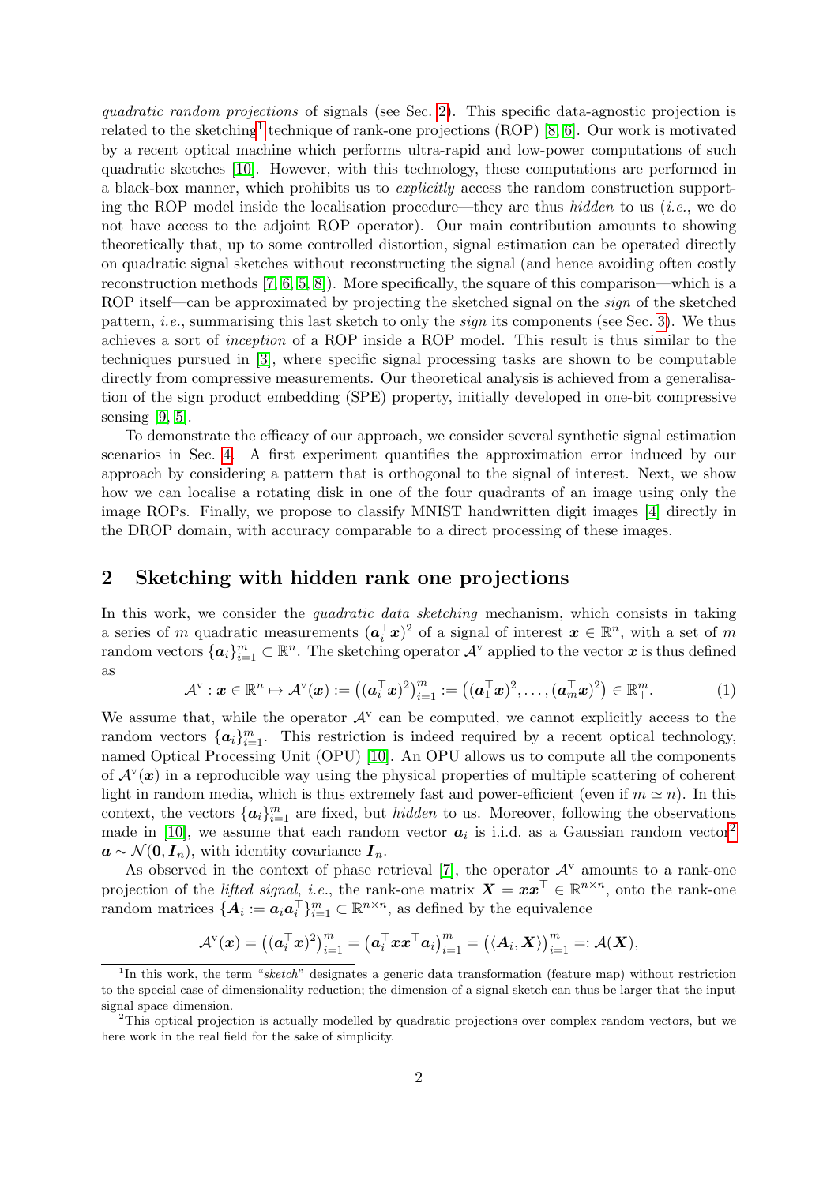*quadratic random projections* of signals (see Sec. 2). This specific data-agnostic projection is related to the sketching[1] technique of rank-one projections (ROP) [8, 6]. Our work is motivated by a recent optical machine which performs ultra-rapid and low-power computations of such quadratic sketches [10]. However, with this technology, these computations are performed in a black-box manner, which prohibits us to *explicitly* access the random construction supporting the ROP model inside the localisation procedure—they are thus *hidden* to us (*i.e.*, we do not have access to the adjoint ROP operator). Our main contribution amounts to showing theoretically that, up to some controlled distortion, signal estimation can be operated directly on quadratic signal sketches without reconstructing the signal (and hence avoiding often costly reconstruction methods [7, 6, 5, 8]). More specifically, the square of this comparison—which is a ROP itself—can be approximated by projecting the sketched signal on the *sign* of the sketched pattern, *i.e.*, summarising this last sketch to only the *sign* its components (see Sec. 3). We thus achieves a sort of *inception* of a ROP inside a ROP model. This result is thus similar to the techniques pursued in [3], where specific signal processing tasks are shown to be computable directly from compressive measurements. Our theoretical analysis is achieved from a generalisation of the sign product embedding (SPE) property, initially developed in one-bit compressive sensing [9, 5].

To demonstrate the efficacy of our approach, we consider several synthetic signal estimation scenarios in Sec. 4. A first experiment quantifies the approximation error induced by our approach by considering a pattern that is orthogonal to the signal of interest. Next, we show how we can localise a rotating disk in one of the four quadrants of an image using only the image ROPs. Finally, we propose to classify MNIST handwritten digit images [4] directly in the DROP domain, with accuracy comparable to a direct processing of these images.

## 2 Sketching with hidden rank one projections

In this work, we consider the *quadratic data sketching* mechanism, which consists in taking a series of $m$ quadratic measurements $(\boldsymbol{a}_i^\top \boldsymbol{x})^2$ of a signal of interest $\boldsymbol{x} \in \mathbb{R}^n$, with a set of $m$ random vectors $\{\boldsymbol{a}_i\}_{i=1}^m \subset \mathbb{R}^n$. The sketching operator $\mathcal{A}^{\mathrm{v}}$ applied to the vector $\boldsymbol{x}$ is thus defined as

$$\mathcal{A}^{\mathrm{v}} : \boldsymbol{x} \in \mathbb{R}^n \mapsto \mathcal{A}^{\mathrm{v}}(\boldsymbol{x}) := \big((\boldsymbol{a}_i^\top \boldsymbol{x})^2\big)_{i=1}^m := \big((\boldsymbol{a}_1^\top \boldsymbol{x})^2, \ldots, (\boldsymbol{a}_m^\top \boldsymbol{x})^2\big) \in \mathbb{R}_+^m. \tag{1}$$

We assume that, while the operator $\mathcal{A}^{\mathrm{v}}$ can be computed, we cannot explicitly access to the random vectors $\{\boldsymbol{a}_i\}_{i=1}^m$. This restriction is indeed required by a recent optical technology, named Optical Processing Unit (OPU) [10]. An OPU allows us to compute all the components of $\mathcal{A}^{\mathrm{v}}(\boldsymbol{x})$ in a reproducible way using the physical properties of multiple scattering of coherent light in random media, which is thus extremely fast and power-efficient (even if $m \simeq n$). In this context, the vectors $\{\boldsymbol{a}_i\}_{i=1}^m$ are fixed, but *hidden* to us. Moreover, following the observations made in [10], we assume that each random vector $\boldsymbol{a}_i$ is i.i.d. as a Gaussian random vector[2] $\boldsymbol{a} \sim \mathcal{N}(\boldsymbol{0}, \boldsymbol{I}_n)$, with identity covariance $\boldsymbol{I}_n$.

As observed in the context of phase retrieval [7], the operator $\mathcal{A}^{\mathrm{v}}$ amounts to a rank-one projection of the *lifted signal*, *i.e.*, the rank-one matrix $\boldsymbol{X} = \boldsymbol{x}\boldsymbol{x}^\top \in \mathbb{R}^{n \times n}$, onto the rank-one random matrices $\{\boldsymbol{A}_i := \boldsymbol{a}_i\boldsymbol{a}_i^\top\}_{i=1}^m \subset \mathbb{R}^{n \times n}$, as defined by the equivalence

$$\mathcal{A}^{\mathrm{v}}(\boldsymbol{x}) = \big((\boldsymbol{a}_i^\top \boldsymbol{x})^2\big)_{i=1}^m = \big(\boldsymbol{a}_i^\top \boldsymbol{x}\boldsymbol{x}^\top \boldsymbol{a}_i\big)_{i=1}^m = \big(\langle \boldsymbol{A}_i, \boldsymbol{X} \rangle\big)_{i=1}^m =: \mathcal{A}(\boldsymbol{X}),$$

[1] In this work, the term "*sketch*" designates a generic data transformation (feature map) without restriction to the special case of dimensionality reduction; the dimension of a signal sketch can thus be larger that the input signal space dimension.

[2] This optical projection is actually modelled by quadratic projections over complex random vectors, but we here work in the real field for the sake of simplicity.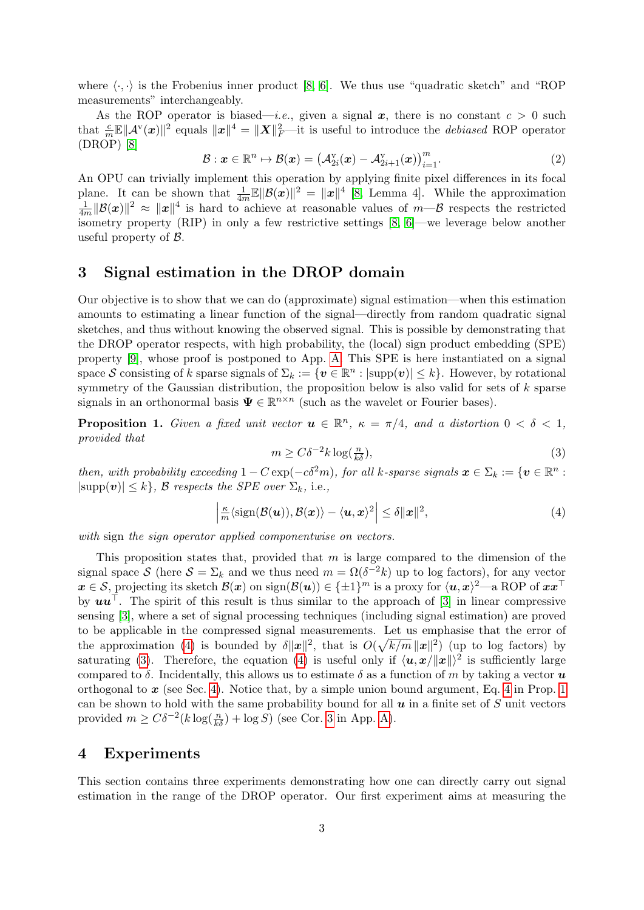where $\langle\cdot,\cdot\rangle$ is the Frobenius inner product [8, 6]. We thus use "quadratic sketch" and "ROP measurements" interchangeably.

As the ROP operator is biased—*i.e.*, given a signal $\boldsymbol{x}$, there is no constant $c > 0$ such that $\frac{c}{m}\mathbb{E}\|\mathcal{A}^{\mathrm{v}}(\boldsymbol{x})\|^2$ equals $\|\boldsymbol{x}\|^4 = \|\boldsymbol{X}\|_F^2$—it is useful to introduce the *debiased* ROP operator (DROP) [8]

$$\mathcal{B} : \boldsymbol{x} \in \mathbb{R}^n \mapsto \mathcal{B}(\boldsymbol{x}) = \big(\mathcal{A}^{\mathrm{v}}_{2i}(\boldsymbol{x}) - \mathcal{A}^{\mathrm{v}}_{2i+1}(\boldsymbol{x})\big)_{i=1}^m. \tag{2}$$

An OPU can trivially implement this operation by applying finite pixel differences in its focal plane. It can be shown that $\frac{1}{4m}\mathbb{E}\|\mathcal{B}(\boldsymbol{x})\|^2 = \|\boldsymbol{x}\|^4$ [8, Lemma 4]. While the approximation $\frac{1}{4m}\|\mathcal{B}(\boldsymbol{x})\|^2 \approx \|\boldsymbol{x}\|^4$ is hard to achieve at reasonable values of $m$—$\mathcal{B}$ respects the restricted isometry property (RIP) in only a few restrictive settings [8, 6]—we leverage below another useful property of $\mathcal{B}$.

## 3 Signal estimation in the DROP domain

Our objective is to show that we can do (approximate) signal estimation—when this estimation amounts to estimating a linear function of the signal—directly from random quadratic signal sketches, and thus without knowing the observed signal. This is possible by demonstrating that the DROP operator respects, with high probability, the (local) sign product embedding (SPE) property [9], whose proof is postponed to App. A. This SPE is here instantiated on a signal space $\mathcal{S}$ consisting of $k$ sparse signals of $\Sigma_k := \{\boldsymbol{v} \in \mathbb{R}^n : |\mathrm{supp}(\boldsymbol{v})| \le k\}$. However, by rotational symmetry of the Gaussian distribution, the proposition below is also valid for sets of $k$ sparse signals in an orthonormal basis $\boldsymbol{\Psi} \in \mathbb{R}^{n\times n}$ (such as the wavelet or Fourier bases).

**Proposition 1.** *Given a fixed unit vector $\boldsymbol{u} \in \mathbb{R}^n$, $\kappa = \pi/4$, and a distortion $0 < \delta < 1$, provided that*

$$m \ge C\delta^{-2}k\log(\tfrac{n}{k\delta}), \tag{3}$$

*then, with probability exceeding $1 - C\exp(-c\delta^2 m)$, for all $k$-sparse signals $\boldsymbol{x} \in \Sigma_k := \{\boldsymbol{v} \in \mathbb{R}^n : |\mathrm{supp}(\boldsymbol{v})| \le k\}$, $\mathcal{B}$ respects the SPE over $\Sigma_k$,* i.e.*,*

$$\Big|\tfrac{\kappa}{m}\langle \mathrm{sign}(\mathcal{B}(\boldsymbol{u})), \mathcal{B}(\boldsymbol{x})\rangle - \langle \boldsymbol{u}, \boldsymbol{x}\rangle^2\Big| \le \delta\|\boldsymbol{x}\|^2, \tag{4}$$

*with* sign *the sign operator applied componentwise on vectors.*

This proposition states that, provided that $m$ is large compared to the dimension of the signal space $\mathcal{S}$ (here $\mathcal{S} = \Sigma_k$ and we thus need $m = \Omega(\delta^{-2}k)$ up to log factors), for any vector $\boldsymbol{x} \in \mathcal{S}$, projecting its sketch $\mathcal{B}(\boldsymbol{x})$ on $\mathrm{sign}(\mathcal{B}(\boldsymbol{u})) \in \{\pm 1\}^m$ is a proxy for $\langle \boldsymbol{u}, \boldsymbol{x}\rangle^2$—a ROP of $\boldsymbol{x}\boldsymbol{x}^\top$ by $\boldsymbol{u}\boldsymbol{u}^\top$. The spirit of this result is thus similar to the approach of [3] in linear compressive sensing [3], where a set of signal processing techniques (including signal estimation) are proved to be applicable in the compressed signal measurements. Let us emphasise that the error of the approximation (4) is bounded by $\delta\|\boldsymbol{x}\|^2$, that is $O(\sqrt{k/m}\,\|\boldsymbol{x}\|^2)$ (up to log factors) by saturating (3). Therefore, the equation (4) is useful only if $\langle \boldsymbol{u}, \boldsymbol{x}/\|\boldsymbol{x}\|\rangle^2$ is sufficiently large compared to $\delta$. Incidentally, this allows us to estimate $\delta$ as a function of $m$ by taking a vector $\boldsymbol{u}$ orthogonal to $\boldsymbol{x}$ (see Sec. 4). Notice that, by a simple union bound argument, Eq. 4 in Prop. 1 can be shown to hold with the same probability bound for all $\boldsymbol{u}$ in a finite set of $S$ unit vectors provided $m \ge C\delta^{-2}(k\log(\frac{n}{k\delta}) + \log S)$ (see Cor. 3 in App. A).

## 4 Experiments

This section contains three experiments demonstrating how one can directly carry out signal estimation in the range of the DROP operator. Our first experiment aims at measuring the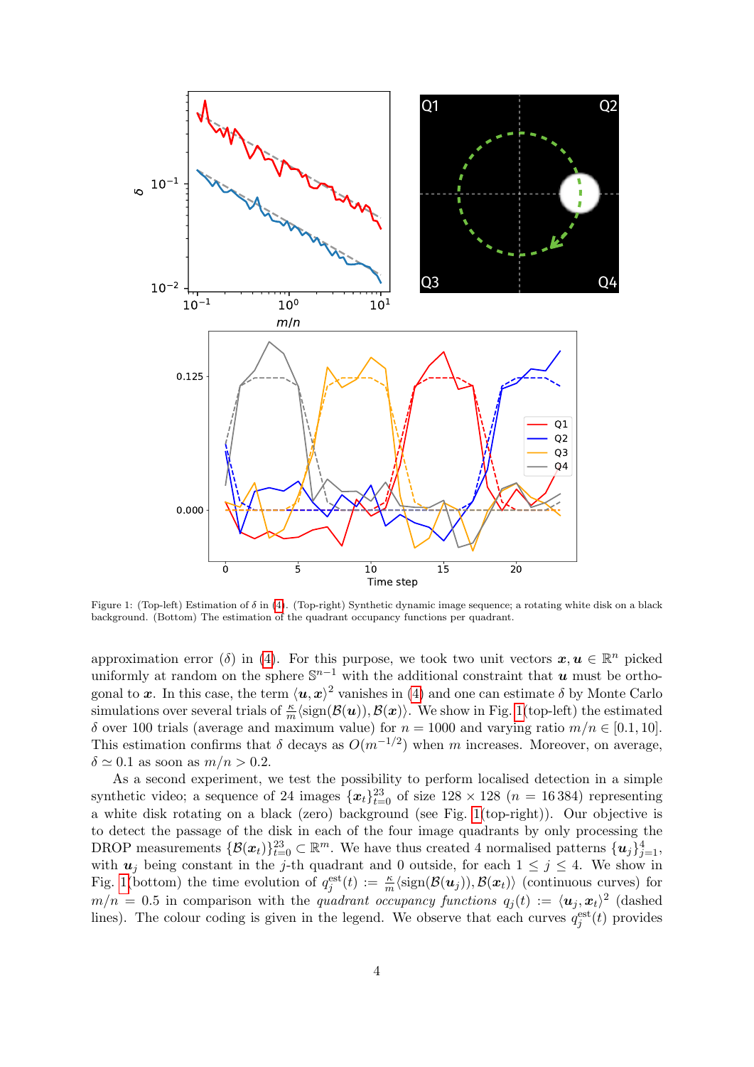Figure 1: (Top-left) Estimation of $\delta$ in (4). (Top-right) Synthetic dynamic image sequence; a rotating white disk on a black background. (Bottom) The estimation of the quadrant occupancy functions per quadrant.

approximation error ($\delta$) in (4). For this purpose, we took two unit vectors $\boldsymbol{x}, \boldsymbol{u} \in \mathbb{R}^n$ picked uniformly at random on the sphere $\mathbb{S}^{n-1}$ with the additional constraint that $\boldsymbol{u}$ must be orthogonal to $\boldsymbol{x}$. In this case, the term $\langle \boldsymbol{u}, \boldsymbol{x} \rangle^2$ vanishes in (4) and one can estimate $\delta$ by Monte Carlo simulations over several trials of $\frac{\kappa}{m} \langle \operatorname{sign}(\mathcal{B}(\boldsymbol{u})), \mathcal{B}(\boldsymbol{x}) \rangle$. We show in Fig. 1(top-left) the estimated $\delta$ over 100 trials (average and maximum value) for $n = 1000$ and varying ratio $m/n \in [0.1, 10]$. This estimation confirms that $\delta$ decays as $O(m^{-1/2})$ when $m$ increases. Moreover, on average, $\delta \simeq 0.1$ as soon as $m/n > 0.2$.

As a second experiment, we test the possibility to perform localised detection in a simple synthetic video; a sequence of 24 images $\{\boldsymbol{x}_t\}_{t=0}^{23}$ of size $128 \times 128$ ($n = 16\,384$) representing a white disk rotating on a black (zero) background (see Fig. 1(top-right)). Our objective is to detect the passage of the disk in each of the four image quadrants by only processing the DROP measurements $\{\mathcal{B}(\boldsymbol{x}_t)\}_{t=0}^{23} \subset \mathbb{R}^m$. We have thus created 4 normalised patterns $\{\boldsymbol{u}_j\}_{j=1}^{4}$, with $\boldsymbol{u}_j$ being constant in the $j$-th quadrant and 0 outside, for each $1 \leq j \leq 4$. We show in Fig. 1(bottom) the time evolution of $q_j^{\text{est}}(t) := \frac{\kappa}{m} \langle \operatorname{sign}(\mathcal{B}(\boldsymbol{u}_j)), \mathcal{B}(\boldsymbol{x}_t) \rangle$ (continuous curves) for $m/n = 0.5$ in comparison with the *quadrant occupancy functions* $q_j(t) := \langle \boldsymbol{u}_j, \boldsymbol{x}_t \rangle^2$ (dashed lines). The colour coding is given in the legend. We observe that each curves $q_j^{\text{est}}(t)$ provides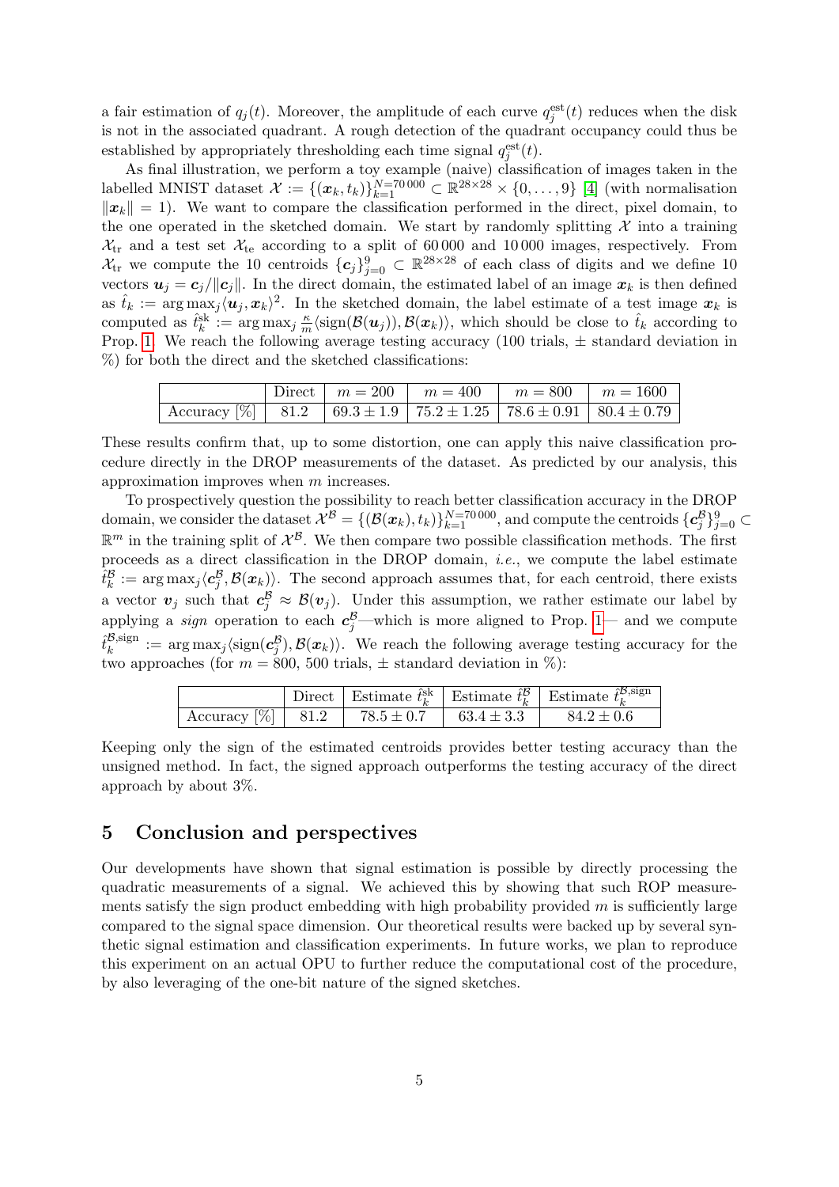a fair estimation of $q_j(t)$. Moreover, the amplitude of each curve $q_j^{\rm est}(t)$ reduces when the disk is not in the associated quadrant. A rough detection of the quadrant occupancy could thus be established by appropriately thresholding each time signal $q_j^{\rm est}(t)$.

As final illustration, we perform a toy example (naive) classification of images taken in the labelled MNIST dataset $\mathcal{X} := \{(\boldsymbol{x}_k, t_k)\}_{k=1}^{N=70\,000} \subset \mathbb{R}^{28\times 28} \times \{0,\ldots,9\}$ [4] (with normalisation $\|\boldsymbol{x}_k\| = 1$). We want to compare the classification performed in the direct, pixel domain, to the one operated in the sketched domain. We start by randomly splitting $\mathcal{X}$ into a training $\mathcal{X}_{\rm tr}$ and a test set $\mathcal{X}_{\rm te}$ according to a split of 60 000 and 10 000 images, respectively. From $\mathcal{X}_{\rm tr}$ we compute the 10 centroids $\{\boldsymbol{c}_j\}_{j=0}^{9} \subset \mathbb{R}^{28\times 28}$ of each class of digits and we define 10 vectors $\boldsymbol{u}_j = \boldsymbol{c}_j/\|\boldsymbol{c}_j\|$. In the direct domain, the estimated label of an image $\boldsymbol{x}_k$ is then defined as $\hat{t}_k := \arg\max_j \langle \boldsymbol{u}_j, \boldsymbol{x}_k\rangle^2$. In the sketched domain, the label estimate of a test image $\boldsymbol{x}_k$ is computed as $\hat{t}_k^{\rm sk} := \arg\max_j \frac{\kappa}{m}\langle {\rm sign}(\mathcal{B}(\boldsymbol{u}_j)), \mathcal{B}(\boldsymbol{x}_k)\rangle$, which should be close to $\hat{t}_k$ according to Prop. 1. We reach the following average testing accuracy (100 trials, $\pm$ standard deviation in %) for both the direct and the sketched classifications:

| | Direct | $m = 200$ | $m = 400$ | $m = 800$ | $m = 1600$ |
|---|---|---|---|---|---|
| Accuracy [%] | 81.2 | $69.3 \pm 1.9$ | $75.2 \pm 1.25$ | $78.6 \pm 0.91$ | $80.4 \pm 0.79$ |

These results confirm that, up to some distortion, one can apply this naive classification procedure directly in the DROP measurements of the dataset. As predicted by our analysis, this approximation improves when $m$ increases.

To prospectively question the possibility to reach better classification accuracy in the DROP domain, we consider the dataset $\mathcal{X}^{\mathcal{B}} = \{(\mathcal{B}(\boldsymbol{x}_k), t_k)\}_{k=1}^{N=70\,000}$, and compute the centroids $\{\boldsymbol{c}_j^{\mathcal{B}}\}_{j=0}^{9} \subset \mathbb{R}^m$ in the training split of $\mathcal{X}^{\mathcal{B}}$. We then compare two possible classification methods. The first proceeds as a direct classification in the DROP domain, *i.e.*, we compute the label estimate $\hat{t}_k^{\mathcal{B}} := \arg\max_j \langle \boldsymbol{c}_j^{\mathcal{B}}, \mathcal{B}(\boldsymbol{x}_k)\rangle$. The second approach assumes that, for each centroid, there exists a vector $\boldsymbol{v}_j$ such that $\boldsymbol{c}_j^{\mathcal{B}} \approx \mathcal{B}(\boldsymbol{v}_j)$. Under this assumption, we rather estimate our label by applying a *sign* operation to each $\boldsymbol{c}_j^{\mathcal{B}}$—which is more aligned to Prop. 1— and we compute $\hat{t}_k^{\mathcal{B},\rm sign} := \arg\max_j \langle {\rm sign}(\boldsymbol{c}_j^{\mathcal{B}}), \mathcal{B}(\boldsymbol{x}_k)\rangle$. We reach the following average testing accuracy for the two approaches (for $m = 800$, 500 trials, $\pm$ standard deviation in %):

| | Direct | Estimate $\hat{t}_k^{\rm sk}$ | Estimate $\hat{t}_k^{\mathcal{B}}$ | Estimate $\hat{t}_k^{\mathcal{B},\rm sign}$ |
|---|---|---|---|---|
| Accuracy [%] | 81.2 | $78.5 \pm 0.7$ | $63.4 \pm 3.3$ | $84.2 \pm 0.6$ |

Keeping only the sign of the estimated centroids provides better testing accuracy than the unsigned method. In fact, the signed approach outperforms the testing accuracy of the direct approach by about 3%.

## 5 Conclusion and perspectives

Our developments have shown that signal estimation is possible by directly processing the quadratic measurements of a signal. We achieved this by showing that such ROP measurements satisfy the sign product embedding with high probability provided $m$ is sufficiently large compared to the signal space dimension. Our theoretical results were backed up by several synthetic signal estimation and classification experiments. In future works, we plan to reproduce this experiment on an actual OPU to further reduce the computational cost of the procedure, by also leveraging of the one-bit nature of the signed sketches.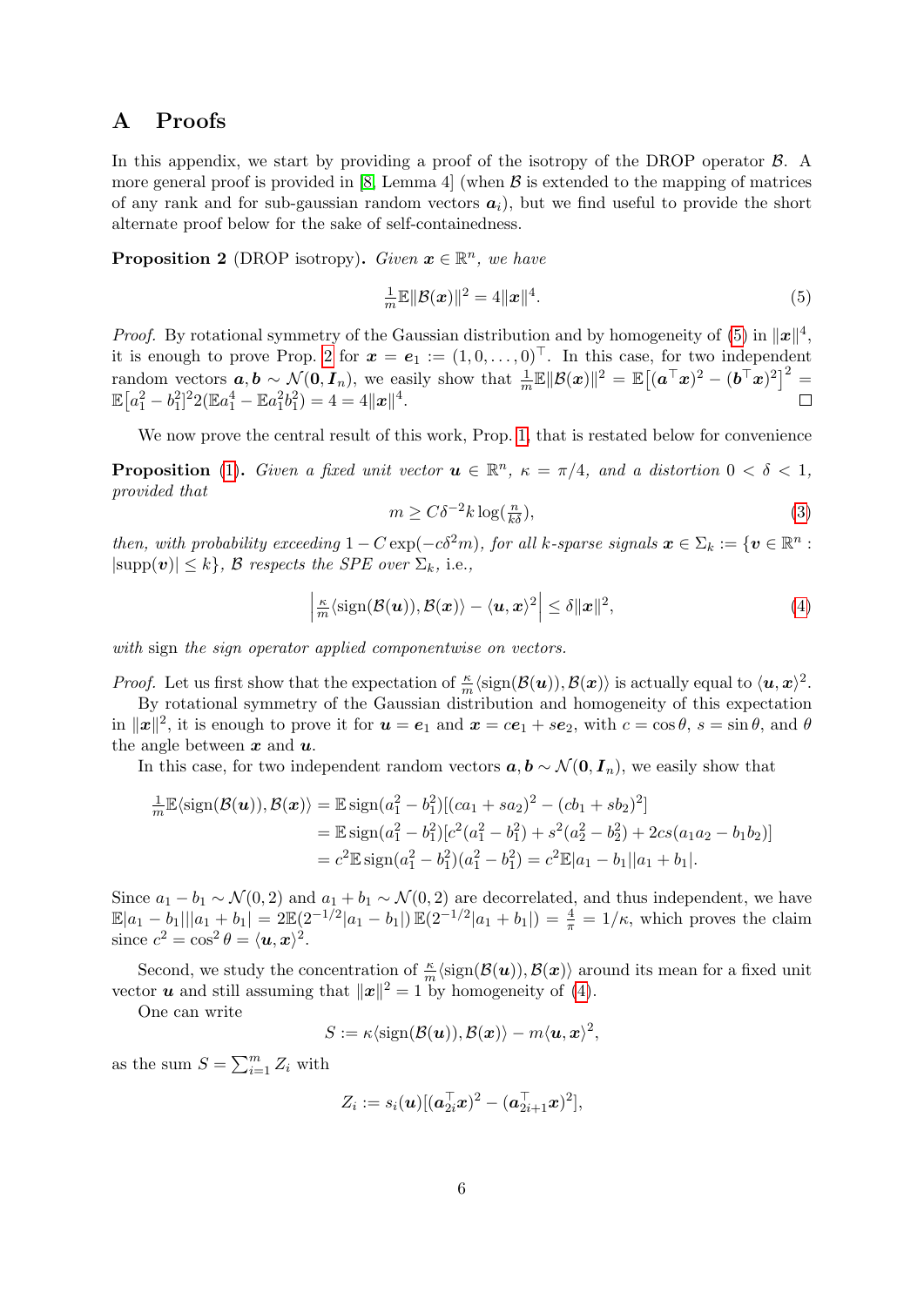# A Proofs

In this appendix, we start by providing a proof of the isotropy of the DROP operator $\mathcal{B}$. A more general proof is provided in [8, Lemma 4] (when $\mathcal{B}$ is extended to the mapping of matrices of any rank and for sub-gaussian random vectors $\boldsymbol{a}_i$), but we find useful to provide the short alternate proof below for the sake of self-containedness.

**Proposition 2** (DROP isotropy). *Given $\boldsymbol{x} \in \mathbb{R}^n$, we have*

$$\tfrac{1}{m}\mathbb{E}\|\mathcal{B}(\boldsymbol{x})\|^2 = 4\|\boldsymbol{x}\|^4. \tag{5}$$

*Proof.* By rotational symmetry of the Gaussian distribution and by homogeneity of (5) in $\|\boldsymbol{x}\|^4$, it is enough to prove Prop. 2 for $\boldsymbol{x} = \boldsymbol{e}_1 := (1, 0, \ldots, 0)^\top$. In this case, for two independent random vectors $\boldsymbol{a}, \boldsymbol{b} \sim \mathcal{N}(\boldsymbol{0}, \boldsymbol{I}_n)$, we easily show that $\frac{1}{m}\mathbb{E}\|\mathcal{B}(\boldsymbol{x})\|^2 = \mathbb{E}\big[(\boldsymbol{a}^\top \boldsymbol{x})^2 - (\boldsymbol{b}^\top \boldsymbol{x})^2\big]^2 = \mathbb{E}\big[a_1^2 - b_1^2\big]^2 2(\mathbb{E}a_1^4 - \mathbb{E}a_1^2 b_1^2) = 4 = 4\|\boldsymbol{x}\|^4$. ◻

We now prove the central result of this work, Prop. 1, that is restated below for convenience

**Proposition** (1). *Given a fixed unit vector $\boldsymbol{u} \in \mathbb{R}^n$, $\kappa = \pi/4$, and a distortion $0 < \delta < 1$, provided that*

$$m \geq C\delta^{-2} k \log(\tfrac{n}{k\delta}), \tag{3}$$

*then, with probability exceeding $1 - C\exp(-c\delta^2 m)$, for all $k$-sparse signals $\boldsymbol{x} \in \Sigma_k := \{\boldsymbol{v} \in \mathbb{R}^n : |\mathrm{supp}(\boldsymbol{v})| \leq k\}$, $\mathcal{B}$ respects the SPE over $\Sigma_k$, i.e.,*

$$\Big|\tfrac{\kappa}{m}\langle \mathrm{sign}(\mathcal{B}(\boldsymbol{u})), \mathcal{B}(\boldsymbol{x})\rangle - \langle \boldsymbol{u}, \boldsymbol{x}\rangle^2\Big| \leq \delta\|\boldsymbol{x}\|^2, \tag{4}$$

*with* sign *the sign operator applied componentwise on vectors.*

*Proof.* Let us first show that the expectation of $\frac{\kappa}{m}\langle \mathrm{sign}(\mathcal{B}(\boldsymbol{u})), \mathcal{B}(\boldsymbol{x})\rangle$ is actually equal to $\langle \boldsymbol{u}, \boldsymbol{x}\rangle^2$.

By rotational symmetry of the Gaussian distribution and homogeneity of this expectation in $\|\boldsymbol{x}\|^2$, it is enough to prove it for $\boldsymbol{u} = \boldsymbol{e}_1$ and $\boldsymbol{x} = c\boldsymbol{e}_1 + s\boldsymbol{e}_2$, with $c = \cos\theta$, $s = \sin\theta$, and $\theta$ the angle between $\boldsymbol{x}$ and $\boldsymbol{u}$.

In this case, for two independent random vectors $\boldsymbol{a}, \boldsymbol{b} \sim \mathcal{N}(\boldsymbol{0}, \boldsymbol{I}_n)$, we easily show that

$$\begin{aligned}
\tfrac{1}{m}\mathbb{E}\langle \mathrm{sign}(\mathcal{B}(\boldsymbol{u})), \mathcal{B}(\boldsymbol{x})\rangle &= \mathbb{E}\,\mathrm{sign}(a_1^2 - b_1^2)[(ca_1 + sa_2)^2 - (cb_1 + sb_2)^2] \\
&= \mathbb{E}\,\mathrm{sign}(a_1^2 - b_1^2)[c^2(a_1^2 - b_1^2) + s^2(a_2^2 - b_2^2) + 2cs(a_1a_2 - b_1b_2)] \\
&= c^2\mathbb{E}\,\mathrm{sign}(a_1^2 - b_1^2)(a_1^2 - b_1^2) = c^2\mathbb{E}|a_1 - b_1||a_1 + b_1|.
\end{aligned}$$

Since $a_1 - b_1 \sim \mathcal{N}(0, 2)$ and $a_1 + b_1 \sim \mathcal{N}(0, 2)$ are decorrelated, and thus independent, we have $\mathbb{E}|a_1 - b_1||a_1 + b_1| = 2\mathbb{E}(2^{-1/2}|a_1 - b_1|)\,\mathbb{E}(2^{-1/2}|a_1 + b_1|) = \frac{4}{\pi} = 1/\kappa$, which proves the claim since $c^2 = \cos^2\theta = \langle \boldsymbol{u}, \boldsymbol{x}\rangle^2$.

Second, we study the concentration of $\frac{\kappa}{m}\langle \mathrm{sign}(\mathcal{B}(\boldsymbol{u})), \mathcal{B}(\boldsymbol{x})\rangle$ around its mean for a fixed unit vector $\boldsymbol{u}$ and still assuming that $\|\boldsymbol{x}\|^2 = 1$ by homogeneity of (4).

One can write

$$S := \kappa\langle \mathrm{sign}(\mathcal{B}(\boldsymbol{u})), \mathcal{B}(\boldsymbol{x})\rangle - m\langle \boldsymbol{u}, \boldsymbol{x}\rangle^2,$$

as the sum $S = \sum_{i=1}^m Z_i$ with

$$Z_i := s_i(\boldsymbol{u})[(\boldsymbol{a}_{2i}^\top \boldsymbol{x})^2 - (\boldsymbol{a}_{2i+1}^\top \boldsymbol{x})^2],$$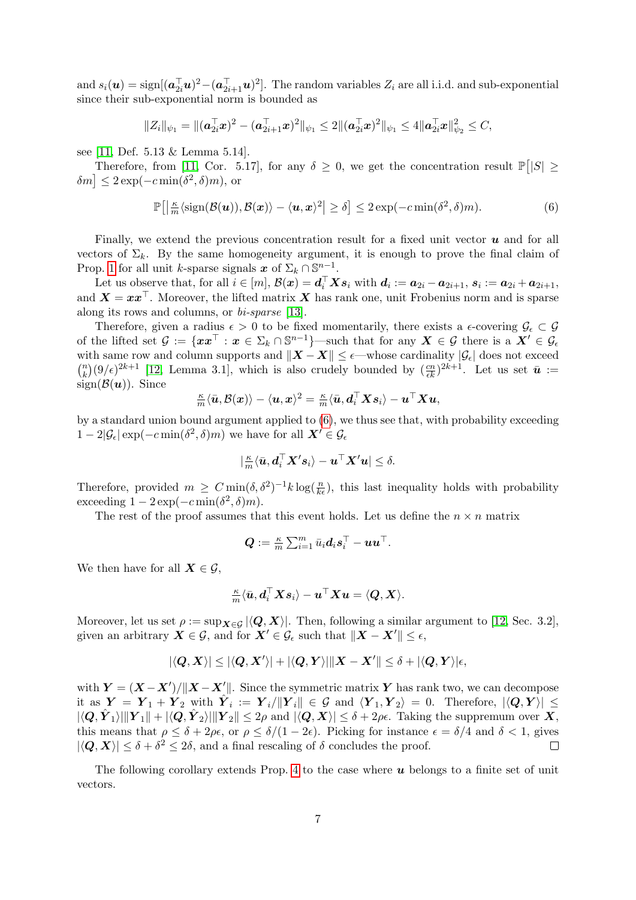and $s_i(\boldsymbol{u}) = \operatorname{sign}[(\boldsymbol{a}_{2i}^\top \boldsymbol{u})^2 - (\boldsymbol{a}_{2i+1}^\top \boldsymbol{u})^2]$. The random variables $Z_i$ are all i.i.d. and sub-exponential since their sub-exponential norm is bounded as

$$\|Z_i\|_{\psi_1} = \|(\boldsymbol{a}_{2i}^\top \boldsymbol{x})^2 - (\boldsymbol{a}_{2i+1}^\top \boldsymbol{x})^2\|_{\psi_1} \leq 2\|(\boldsymbol{a}_{2i}^\top \boldsymbol{x})^2\|_{\psi_1} \leq 4\|\boldsymbol{a}_{2i}^\top \boldsymbol{x}\|_{\psi_2}^2 \leq C,$$

see [11, Def. 5.13 & Lemma 5.14].

Therefore, from [11, Cor. 5.17], for any $\delta \geq 0$, we get the concentration result $\mathbb{P}\big[|S| \geq \delta m\big] \leq 2\exp(-c\min(\delta^2, \delta)m)$, or

$$\mathbb{P}\big[\big|\tfrac{\kappa}{m}\langle \operatorname{sign}(\mathcal{B}(\boldsymbol{u})), \mathcal{B}(\boldsymbol{x})\rangle - \langle \boldsymbol{u}, \boldsymbol{x}\rangle^2\big| \geq \delta\big] \leq 2\exp(-c\min(\delta^2, \delta)m). \tag{6}$$

Finally, we extend the previous concentration result for a fixed unit vector $\boldsymbol{u}$ and for all vectors of $\Sigma_k$. By the same homogeneity argument, it is enough to prove the final claim of Prop. 1 for all unit $k$-sparse signals $\boldsymbol{x}$ of $\Sigma_k \cap \mathbb{S}^{n-1}$.

Let us observe that, for all $i \in [m]$, $\mathcal{B}(\boldsymbol{x}) = \boldsymbol{d}_i^\top \boldsymbol{X} \boldsymbol{s}_i$ with $\boldsymbol{d}_i := \boldsymbol{a}_{2i} - \boldsymbol{a}_{2i+1}$, $\boldsymbol{s}_i := \boldsymbol{a}_{2i} + \boldsymbol{a}_{2i+1}$, and $\boldsymbol{X} = \boldsymbol{x}\boldsymbol{x}^\top$. Moreover, the lifted matrix $\boldsymbol{X}$ has rank one, unit Frobenius norm and is sparse along its rows and columns, or *bi-sparse* [13].

Therefore, given a radius $\epsilon > 0$ to be fixed momentarily, there exists a $\epsilon$-covering $\mathcal{G}_\epsilon \subset \mathcal{G}$ of the lifted set $\mathcal{G} := \{\boldsymbol{x}\boldsymbol{x}^\top : \boldsymbol{x} \in \Sigma_k \cap \mathbb{S}^{n-1}\}$—such that for any $\boldsymbol{X} \in \mathcal{G}$ there is a $\boldsymbol{X}' \in \mathcal{G}_\epsilon$ with same row and column supports and $\|\boldsymbol{X} - \boldsymbol{X}'\| \leq \epsilon$—whose cardinality $|\mathcal{G}_\epsilon|$ does not exceed $\binom{n}{k}(9/\epsilon)^{2k+1}$ [12, Lemma 3.1], which is also crudely bounded by $(\frac{cn}{\epsilon k})^{2k+1}$. Let us set $\bar{\boldsymbol{u}} := \operatorname{sign}(\mathcal{B}(\boldsymbol{u}))$. Since

$$\tfrac{\kappa}{m}\langle \bar{\boldsymbol{u}}, \mathcal{B}(\boldsymbol{x})\rangle - \langle \boldsymbol{u}, \boldsymbol{x}\rangle^2 = \tfrac{\kappa}{m}\langle \bar{\boldsymbol{u}}, \boldsymbol{d}_i^\top \boldsymbol{X} \boldsymbol{s}_i\rangle - \boldsymbol{u}^\top \boldsymbol{X} \boldsymbol{u},$$

by a standard union bound argument applied to (6), we thus see that, with probability exceeding $1 - 2|\mathcal{G}_\epsilon|\exp(-c\min(\delta^2, \delta)m)$ we have for all $\boldsymbol{X}' \in \mathcal{G}_\epsilon$

$$|\tfrac{\kappa}{m}\langle \bar{\boldsymbol{u}}, \boldsymbol{d}_i^\top \boldsymbol{X}' \boldsymbol{s}_i\rangle - \boldsymbol{u}^\top \boldsymbol{X}' \boldsymbol{u}| \leq \delta.$$

Therefore, provided $m \geq C\min(\delta, \delta^2)^{-1} k \log(\frac{n}{k\epsilon})$, this last inequality holds with probability exceeding $1 - 2\exp(-c\min(\delta^2, \delta)m)$.

The rest of the proof assumes that this event holds. Let us define the $n \times n$ matrix

$$\boldsymbol{Q} := \tfrac{\kappa}{m}\textstyle\sum_{i=1}^m \bar{u}_i \boldsymbol{d}_i \boldsymbol{s}_i^\top - \boldsymbol{u}\boldsymbol{u}^\top.$$

We then have for all $\boldsymbol{X} \in \mathcal{G}$,

$$\tfrac{\kappa}{m}\langle \bar{\boldsymbol{u}}, \boldsymbol{d}_i^\top \boldsymbol{X} \boldsymbol{s}_i\rangle - \boldsymbol{u}^\top \boldsymbol{X} \boldsymbol{u} = \langle \boldsymbol{Q}, \boldsymbol{X}\rangle.$$

Moreover, let us set $\rho := \sup_{\boldsymbol{X} \in \mathcal{G}} |\langle \boldsymbol{Q}, \boldsymbol{X}\rangle|$. Then, following a similar argument to [12, Sec. 3.2], given an arbitrary $\boldsymbol{X} \in \mathcal{G}$, and for $\boldsymbol{X}' \in \mathcal{G}_\epsilon$ such that $\|\boldsymbol{X} - \boldsymbol{X}'\| \leq \epsilon$,

$$|\langle \boldsymbol{Q}, \boldsymbol{X}\rangle| \leq |\langle \boldsymbol{Q}, \boldsymbol{X}'\rangle| + |\langle \boldsymbol{Q}, \boldsymbol{Y}\rangle| \|\boldsymbol{X} - \boldsymbol{X}'\| \leq \delta + |\langle \boldsymbol{Q}, \boldsymbol{Y}\rangle|\epsilon,$$

with $\boldsymbol{Y} = (\boldsymbol{X} - \boldsymbol{X}')/\|\boldsymbol{X} - \boldsymbol{X}'\|$. Since the symmetric matrix $\boldsymbol{Y}$ has rank two, we can decompose it as $\boldsymbol{Y} = \boldsymbol{Y}_1 + \boldsymbol{Y}_2$ with $\hat{\boldsymbol{Y}}_i := \boldsymbol{Y}_i/\|\boldsymbol{Y}_i\| \in \mathcal{G}$ and $\langle \boldsymbol{Y}_1, \boldsymbol{Y}_2\rangle = 0$. Therefore, $|\langle \boldsymbol{Q}, \boldsymbol{Y}\rangle| \leq |\langle \boldsymbol{Q}, \hat{\boldsymbol{Y}}_1\rangle| \|\boldsymbol{Y}_1\| + |\langle \boldsymbol{Q}, \hat{\boldsymbol{Y}}_2\rangle| \|\boldsymbol{Y}_2\| \leq 2\rho$ and $|\langle \boldsymbol{Q}, \boldsymbol{X}\rangle| \leq \delta + 2\rho\epsilon$. Taking the supremum over $\boldsymbol{X}$, this means that $\rho \leq \delta + 2\rho\epsilon$, or $\rho \leq \delta/(1 - 2\epsilon)$. Picking for instance $\epsilon = \delta/4$ and $\delta < 1$, gives $|\langle \boldsymbol{Q}, \boldsymbol{X}\rangle| \leq \delta + \delta^2 \leq 2\delta$, and a final rescaling of $\delta$ concludes the proof. $\square$

The following corollary extends Prop. 4 to the case where $\boldsymbol{u}$ belongs to a finite set of unit vectors.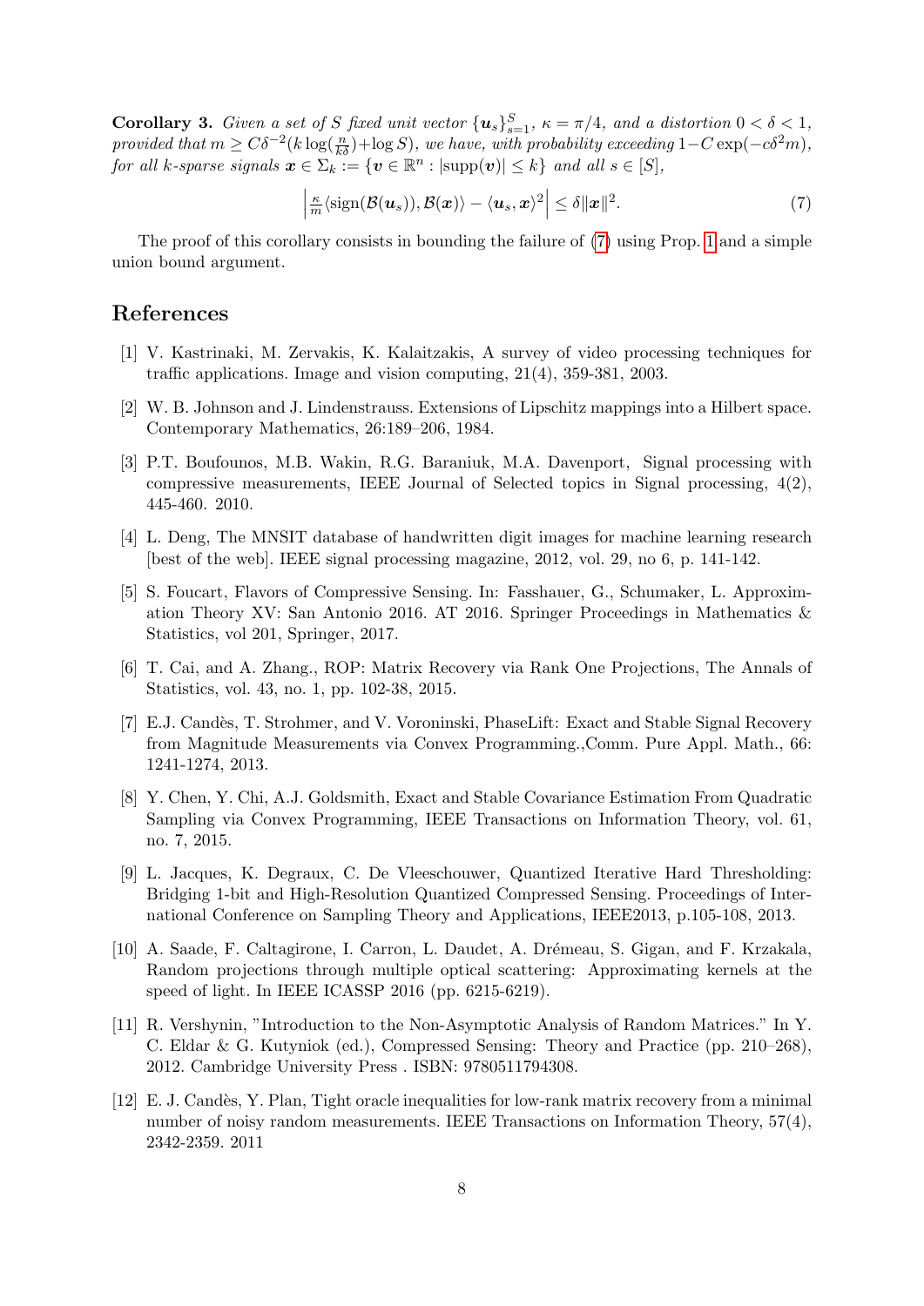**Corollary 3.** *Given a set of $S$ fixed unit vector $\{\boldsymbol{u}_s\}_{s=1}^S$, $\kappa = \pi/4$, and a distortion $0 < \delta < 1$, provided that $m \geq C\delta^{-2}(k\log(\frac{n}{k\delta}) + \log S)$, we have, with probability exceeding $1 - C\exp(-c\delta^2 m)$, for all $k$-sparse signals $\boldsymbol{x} \in \Sigma_k := \{\boldsymbol{v} \in \mathbb{R}^n : |\mathrm{supp}(\boldsymbol{v})| \leq k\}$ and all $s \in [S]$,*

$$\left|\tfrac{\kappa}{m}\langle \mathrm{sign}(\mathcal{B}(\boldsymbol{u}_s)), \mathcal{B}(\boldsymbol{x})\rangle - \langle \boldsymbol{u}_s, \boldsymbol{x}\rangle^2\right| \leq \delta\|\boldsymbol{x}\|^2. \tag{7}$$

The proof of this corollary consists in bounding the failure of (7) using Prop. 1 and a simple union bound argument.

## References

[1] V. Kastrinaki, M. Zervakis, K. Kalaitzakis, A survey of video processing techniques for traffic applications. Image and vision computing, 21(4), 359-381, 2003.

[2] W. B. Johnson and J. Lindenstrauss. Extensions of Lipschitz mappings into a Hilbert space. Contemporary Mathematics, 26:189–206, 1984.

[3] P.T. Boufounos, M.B. Wakin, R.G. Baraniuk, M.A. Davenport, Signal processing with compressive measurements, IEEE Journal of Selected topics in Signal processing, 4(2), 445-460. 2010.

[4] L. Deng, The MNSIT database of handwritten digit images for machine learning research [best of the web]. IEEE signal processing magazine, 2012, vol. 29, no 6, p. 141-142.

[5] S. Foucart, Flavors of Compressive Sensing. In: Fasshauer, G., Schumaker, L. Approximation Theory XV: San Antonio 2016. AT 2016. Springer Proceedings in Mathematics & Statistics, vol 201, Springer, 2017.

[6] T. Cai, and A. Zhang., ROP: Matrix Recovery via Rank One Projections, The Annals of Statistics, vol. 43, no. 1, pp. 102-38, 2015.

[7] E.J. Candès, T. Strohmer, and V. Voroninski, PhaseLift: Exact and Stable Signal Recovery from Magnitude Measurements via Convex Programming.,Comm. Pure Appl. Math., 66: 1241-1274, 2013.

[8] Y. Chen, Y. Chi, A.J. Goldsmith, Exact and Stable Covariance Estimation From Quadratic Sampling via Convex Programming, IEEE Transactions on Information Theory, vol. 61, no. 7, 2015.

[9] L. Jacques, K. Degraux, C. De Vleeschouwer, Quantized Iterative Hard Thresholding: Bridging 1-bit and High-Resolution Quantized Compressed Sensing. Proceedings of International Conference on Sampling Theory and Applications, IEEE2013, p.105-108, 2013.

[10] A. Saade, F. Caltagirone, I. Carron, L. Daudet, A. Drémeau, S. Gigan, and F. Krzakala, Random projections through multiple optical scattering: Approximating kernels at the speed of light. In IEEE ICASSP 2016 (pp. 6215-6219).

[11] R. Vershynin, "Introduction to the Non-Asymptotic Analysis of Random Matrices." In Y. C. Eldar & G. Kutyniok (ed.), Compressed Sensing: Theory and Practice (pp. 210–268), 2012. Cambridge University Press . ISBN: 9780511794308.

[12] E. J. Candès, Y. Plan, Tight oracle inequalities for low-rank matrix recovery from a minimal number of noisy random measurements. IEEE Transactions on Information Theory, 57(4), 2342-2359. 2011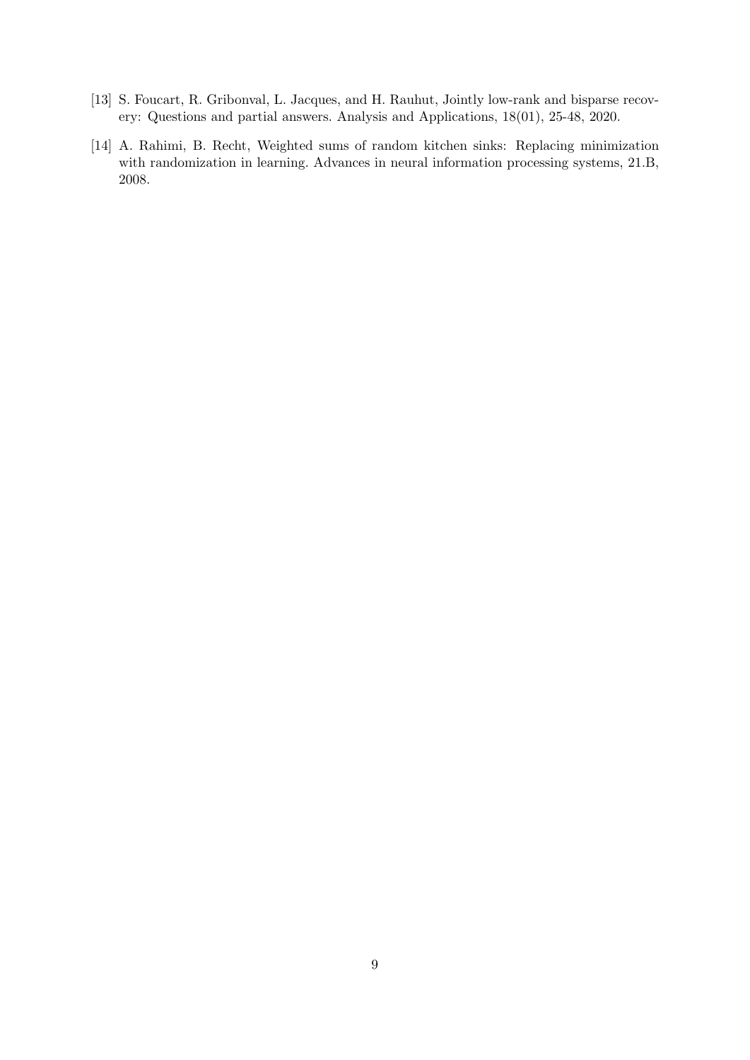[13] S. Foucart, R. Gribonval, L. Jacques, and H. Rauhut, Jointly low-rank and bisparse recovery: Questions and partial answers. Analysis and Applications, 18(01), 25-48, 2020.

[14] A. Rahimi, B. Recht, Weighted sums of random kitchen sinks: Replacing minimization with randomization in learning. Advances in neural information processing systems, 21.B, 2008.